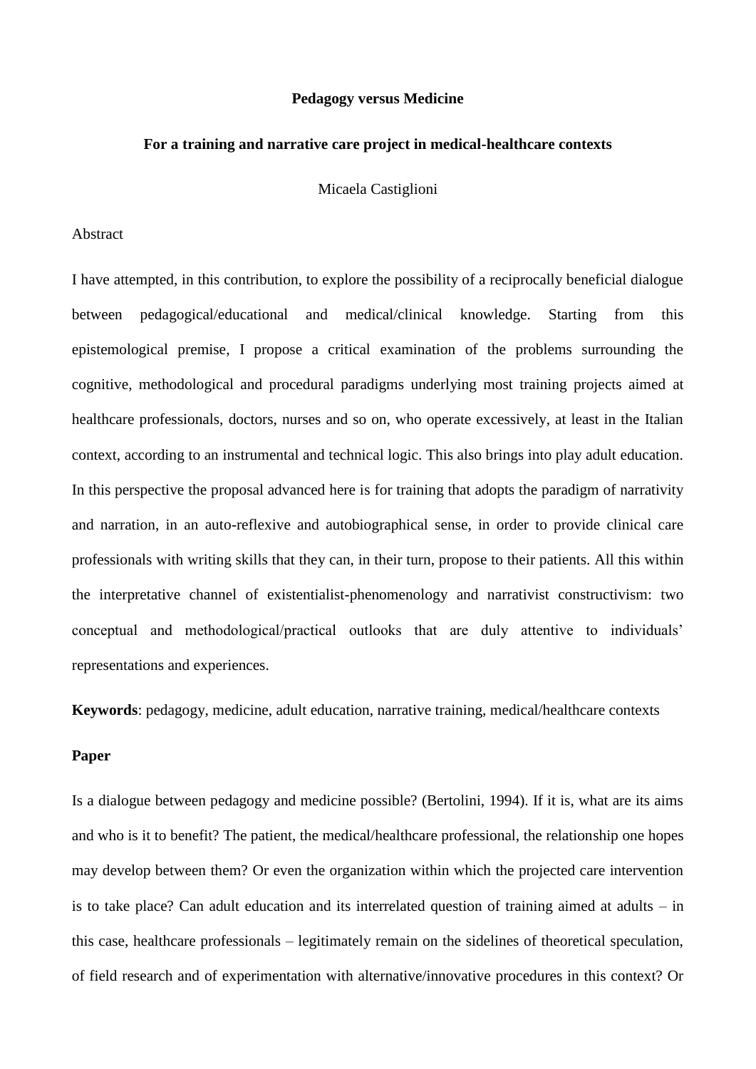# Pedagogy versus Medicine

## For a training and narrative care project in medical-healthcare contexts

Micaela Castiglioni

Abstract

I have attempted, in this contribution, to explore the possibility of a reciprocally beneficial dialogue between pedagogical/educational and medical/clinical knowledge. Starting from this epistemological premise, I propose a critical examination of the problems surrounding the cognitive, methodological and procedural paradigms underlying most training projects aimed at healthcare professionals, doctors, nurses and so on, who operate excessively, at least in the Italian context, according to an instrumental and technical logic. This also brings into play adult education. In this perspective the proposal advanced here is for training that adopts the paradigm of narrativity and narration, in an auto-reflexive and autobiographical sense, in order to provide clinical care professionals with writing skills that they can, in their turn, propose to their patients. All this within the interpretative channel of existentialist-phenomenology and narrativist constructivism: two conceptual and methodological/practical outlooks that are duly attentive to individuals' representations and experiences.

**Keywords**: pedagogy, medicine, adult education, narrative training, medical/healthcare contexts

**Paper**

Is a dialogue between pedagogy and medicine possible? (Bertolini, 1994). If it is, what are its aims and who is it to benefit? The patient, the medical/healthcare professional, the relationship one hopes may develop between them? Or even the organization within which the projected care intervention is to take place? Can adult education and its interrelated question of training aimed at adults – in this case, healthcare professionals – legitimately remain on the sidelines of theoretical speculation, of field research and of experimentation with alternative/innovative procedures in this context? Or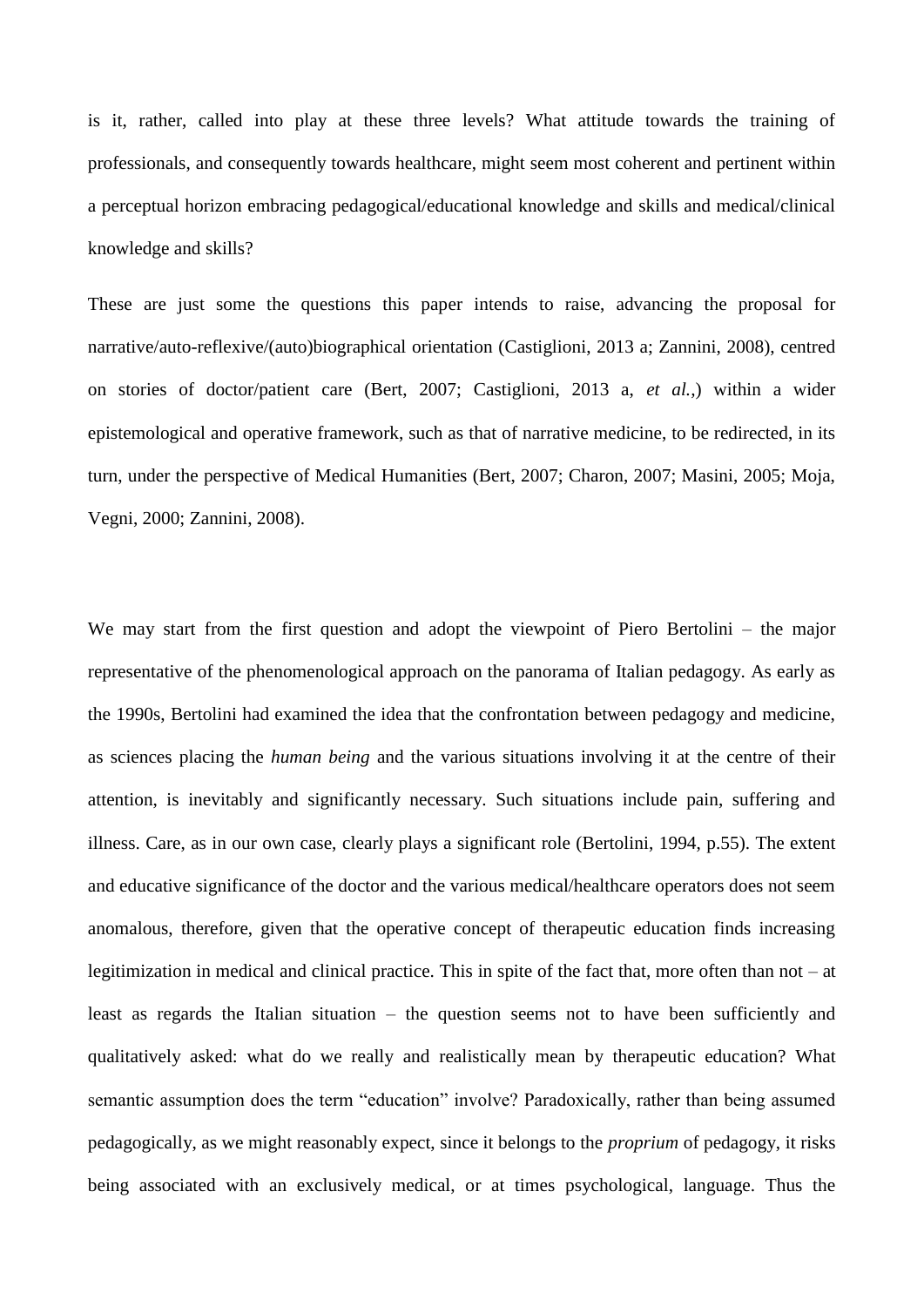is it, rather, called into play at these three levels? What attitude towards the training of professionals, and consequently towards healthcare, might seem most coherent and pertinent within a perceptual horizon embracing pedagogical/educational knowledge and skills and medical/clinical knowledge and skills?

These are just some the questions this paper intends to raise, advancing the proposal for narrative/auto-reflexive/(auto)biographical orientation (Castiglioni, 2013 a; Zannini, 2008), centred on stories of doctor/patient care (Bert, 2007; Castiglioni, 2013 a, *et al.*,) within a wider epistemological and operative framework, such as that of narrative medicine, to be redirected, in its turn, under the perspective of Medical Humanities (Bert, 2007; Charon, 2007; Masini, 2005; Moja, Vegni, 2000; Zannini, 2008).

We may start from the first question and adopt the viewpoint of Piero Bertolini – the major representative of the phenomenological approach on the panorama of Italian pedagogy. As early as the 1990s, Bertolini had examined the idea that the confrontation between pedagogy and medicine, as sciences placing the *human being* and the various situations involving it at the centre of their attention, is inevitably and significantly necessary. Such situations include pain, suffering and illness. Care, as in our own case, clearly plays a significant role (Bertolini, 1994, p.55). The extent and educative significance of the doctor and the various medical/healthcare operators does not seem anomalous, therefore, given that the operative concept of therapeutic education finds increasing legitimization in medical and clinical practice. This in spite of the fact that, more often than not – at least as regards the Italian situation – the question seems not to have been sufficiently and qualitatively asked: what do we really and realistically mean by therapeutic education? What semantic assumption does the term "education" involve? Paradoxically, rather than being assumed pedagogically, as we might reasonably expect, since it belongs to the *proprium* of pedagogy, it risks being associated with an exclusively medical, or at times psychological, language. Thus the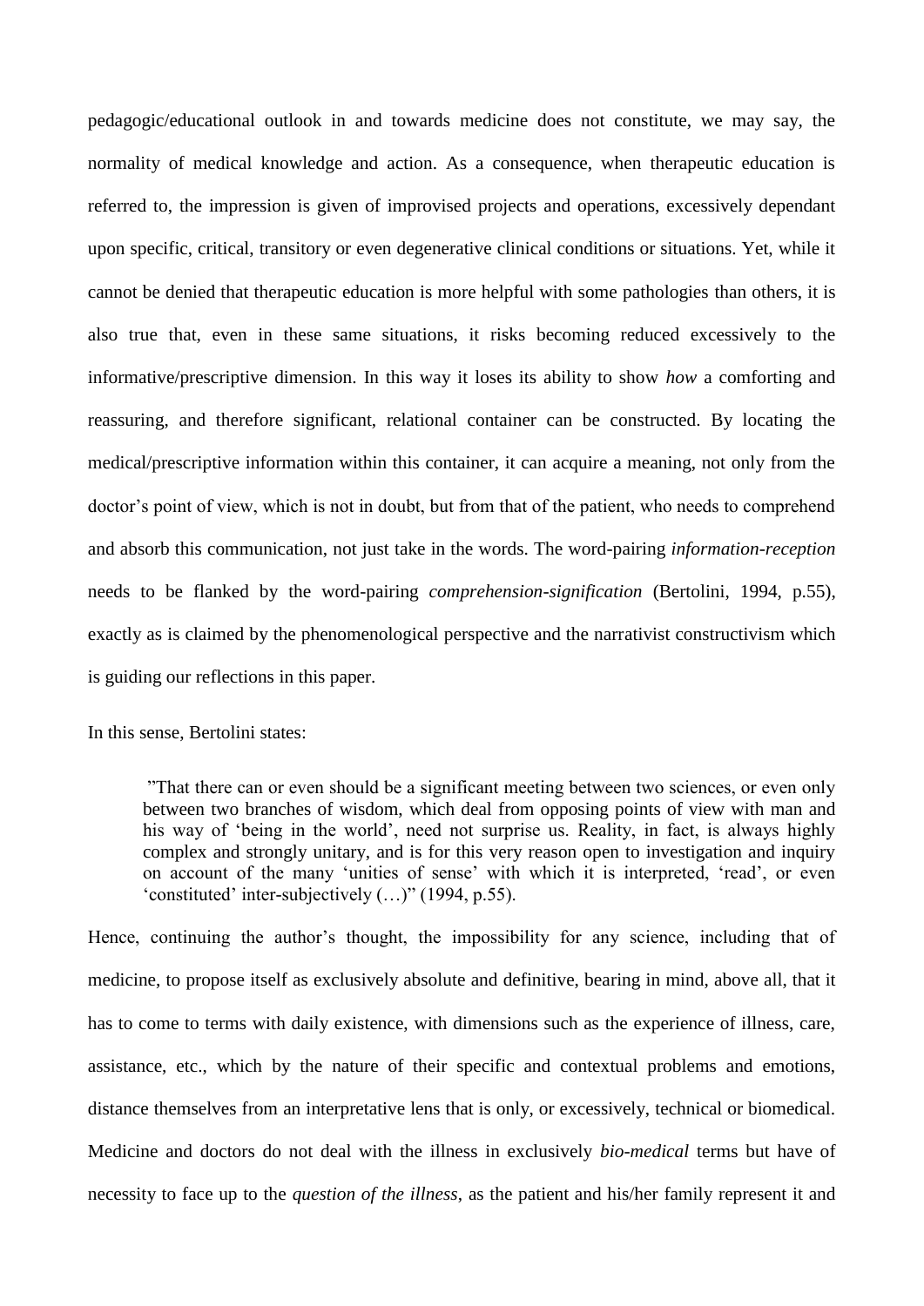pedagogic/educational outlook in and towards medicine does not constitute, we may say, the normality of medical knowledge and action. As a consequence, when therapeutic education is referred to, the impression is given of improvised projects and operations, excessively dependant upon specific, critical, transitory or even degenerative clinical conditions or situations. Yet, while it cannot be denied that therapeutic education is more helpful with some pathologies than others, it is also true that, even in these same situations, it risks becoming reduced excessively to the informative/prescriptive dimension. In this way it loses its ability to show *how* a comforting and reassuring, and therefore significant, relational container can be constructed. By locating the medical/prescriptive information within this container, it can acquire a meaning, not only from the doctor's point of view, which is not in doubt, but from that of the patient, who needs to comprehend and absorb this communication, not just take in the words. The word-pairing *information-reception* needs to be flanked by the word-pairing *comprehension-signification* (Bertolini, 1994, p.55), exactly as is claimed by the phenomenological perspective and the narrativist constructivism which is guiding our reflections in this paper.

In this sense, Bertolini states:

> "That there can or even should be a significant meeting between two sciences, or even only between two branches of wisdom, which deal from opposing points of view with man and his way of 'being in the world', need not surprise us. Reality, in fact, is always highly complex and strongly unitary, and is for this very reason open to investigation and inquiry on account of the many 'unities of sense' with which it is interpreted, 'read', or even 'constituted' inter-subjectively (…)" (1994, p.55).

Hence, continuing the author's thought, the impossibility for any science, including that of medicine, to propose itself as exclusively absolute and definitive, bearing in mind, above all, that it has to come to terms with daily existence, with dimensions such as the experience of illness, care, assistance, etc., which by the nature of their specific and contextual problems and emotions, distance themselves from an interpretative lens that is only, or excessively, technical or biomedical. Medicine and doctors do not deal with the illness in exclusively *bio-medical* terms but have of necessity to face up to the *question of the illness*, as the patient and his/her family represent it and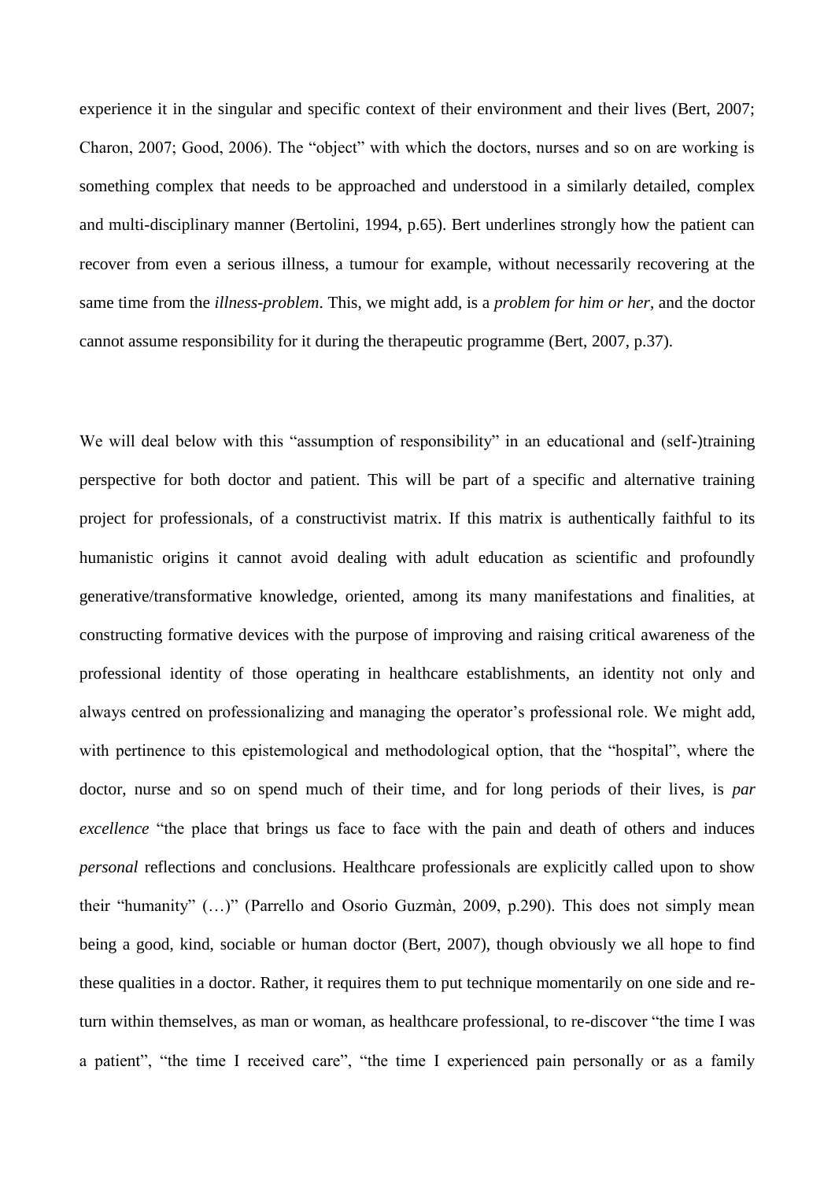experience it in the singular and specific context of their environment and their lives (Bert, 2007; Charon, 2007; Good, 2006). The "object" with which the doctors, nurses and so on are working is something complex that needs to be approached and understood in a similarly detailed, complex and multi-disciplinary manner (Bertolini, 1994, p.65). Bert underlines strongly how the patient can recover from even a serious illness, a tumour for example, without necessarily recovering at the same time from the *illness-problem*. This, we might add, is a *problem for him or her*, and the doctor cannot assume responsibility for it during the therapeutic programme (Bert, 2007, p.37).

We will deal below with this "assumption of responsibility" in an educational and (self-)training perspective for both doctor and patient. This will be part of a specific and alternative training project for professionals, of a constructivist matrix. If this matrix is authentically faithful to its humanistic origins it cannot avoid dealing with adult education as scientific and profoundly generative/transformative knowledge, oriented, among its many manifestations and finalities, at constructing formative devices with the purpose of improving and raising critical awareness of the professional identity of those operating in healthcare establishments, an identity not only and always centred on professionalizing and managing the operator's professional role. We might add, with pertinence to this epistemological and methodological option, that the "hospital", where the doctor, nurse and so on spend much of their time, and for long periods of their lives, is *par excellence* "the place that brings us face to face with the pain and death of others and induces *personal* reflections and conclusions. Healthcare professionals are explicitly called upon to show their "humanity" (…)" (Parrello and Osorio Guzmàn, 2009, p.290). This does not simply mean being a good, kind, sociable or human doctor (Bert, 2007), though obviously we all hope to find these qualities in a doctor. Rather, it requires them to put technique momentarily on one side and re-turn within themselves, as man or woman, as healthcare professional, to re-discover "the time I was a patient", "the time I received care", "the time I experienced pain personally or as a family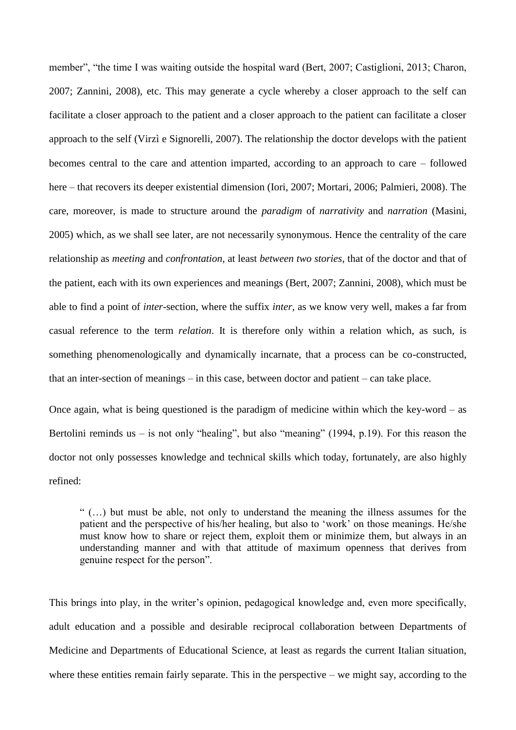member", "the time I was waiting outside the hospital ward (Bert, 2007; Castiglioni, 2013; Charon, 2007; Zannini, 2008), etc. This may generate a cycle whereby a closer approach to the self can facilitate a closer approach to the patient and a closer approach to the patient can facilitate a closer approach to the self (Virzì e Signorelli, 2007). The relationship the doctor develops with the patient becomes central to the care and attention imparted, according to an approach to care – followed here – that recovers its deeper existential dimension (Iori, 2007; Mortari, 2006; Palmieri, 2008). The care, moreover, is made to structure around the *paradigm* of *narrativity* and *narration* (Masini, 2005) which, as we shall see later, are not necessarily synonymous. Hence the centrality of the care relationship as *meeting* and *confrontation*, at least *between two stories*, that of the doctor and that of the patient, each with its own experiences and meanings (Bert, 2007; Zannini, 2008), which must be able to find a point of *inter*-section, where the suffix *inter,* as we know very well, makes a far from casual reference to the term *relation*. It is therefore only within a relation which, as such, is something phenomenologically and dynamically incarnate, that a process can be co-constructed, that an inter-section of meanings – in this case, between doctor and patient – can take place.

Once again, what is being questioned is the paradigm of medicine within which the key-word – as Bertolini reminds us – is not only "healing", but also "meaning" (1994, p.19). For this reason the doctor not only possesses knowledge and technical skills which today, fortunately, are also highly refined:

> " (…) but must be able, not only to understand the meaning the illness assumes for the patient and the perspective of his/her healing, but also to 'work' on those meanings. He/she must know how to share or reject them, exploit them or minimize them, but always in an understanding manner and with that attitude of maximum openness that derives from genuine respect for the person".

This brings into play, in the writer's opinion, pedagogical knowledge and, even more specifically, adult education and a possible and desirable reciprocal collaboration between Departments of Medicine and Departments of Educational Science, at least as regards the current Italian situation, where these entities remain fairly separate. This in the perspective – we might say, according to the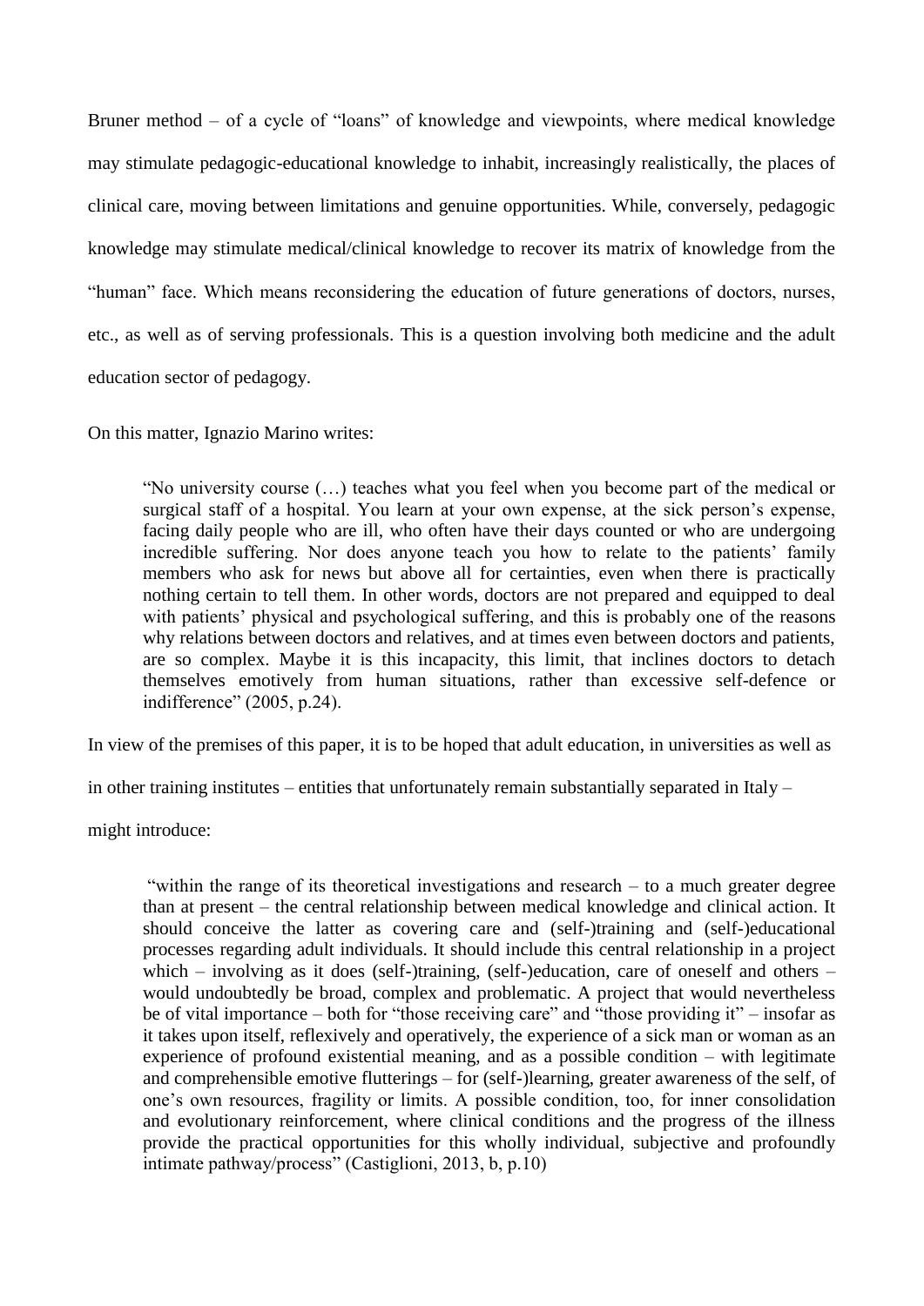Bruner method – of a cycle of "loans" of knowledge and viewpoints, where medical knowledge may stimulate pedagogic-educational knowledge to inhabit, increasingly realistically, the places of clinical care, moving between limitations and genuine opportunities. While, conversely, pedagogic knowledge may stimulate medical/clinical knowledge to recover its matrix of knowledge from the "human" face. Which means reconsidering the education of future generations of doctors, nurses, etc., as well as of serving professionals. This is a question involving both medicine and the adult education sector of pedagogy.

On this matter, Ignazio Marino writes:

> "No university course (…) teaches what you feel when you become part of the medical or surgical staff of a hospital. You learn at your own expense, at the sick person's expense, facing daily people who are ill, who often have their days counted or who are undergoing incredible suffering. Nor does anyone teach you how to relate to the patients' family members who ask for news but above all for certainties, even when there is practically nothing certain to tell them. In other words, doctors are not prepared and equipped to deal with patients' physical and psychological suffering, and this is probably one of the reasons why relations between doctors and relatives, and at times even between doctors and patients, are so complex. Maybe it is this incapacity, this limit, that inclines doctors to detach themselves emotively from human situations, rather than excessive self-defence or indifference" (2005, p.24).

In view of the premises of this paper, it is to be hoped that adult education, in universities as well as in other training institutes – entities that unfortunately remain substantially separated in Italy – might introduce:

> "within the range of its theoretical investigations and research – to a much greater degree than at present – the central relationship between medical knowledge and clinical action. It should conceive the latter as covering care and (self-)training and (self-)educational processes regarding adult individuals. It should include this central relationship in a project which – involving as it does (self-)training, (self-)education, care of oneself and others – would undoubtedly be broad, complex and problematic. A project that would nevertheless be of vital importance – both for "those receiving care" and "those providing it" – insofar as it takes upon itself, reflexively and operatively, the experience of a sick man or woman as an experience of profound existential meaning, and as a possible condition – with legitimate and comprehensible emotive flutterings – for (self-)learning, greater awareness of the self, of one's own resources, fragility or limits. A possible condition, too, for inner consolidation and evolutionary reinforcement, where clinical conditions and the progress of the illness provide the practical opportunities for this wholly individual, subjective and profoundly intimate pathway/process" (Castiglioni, 2013, b, p.10)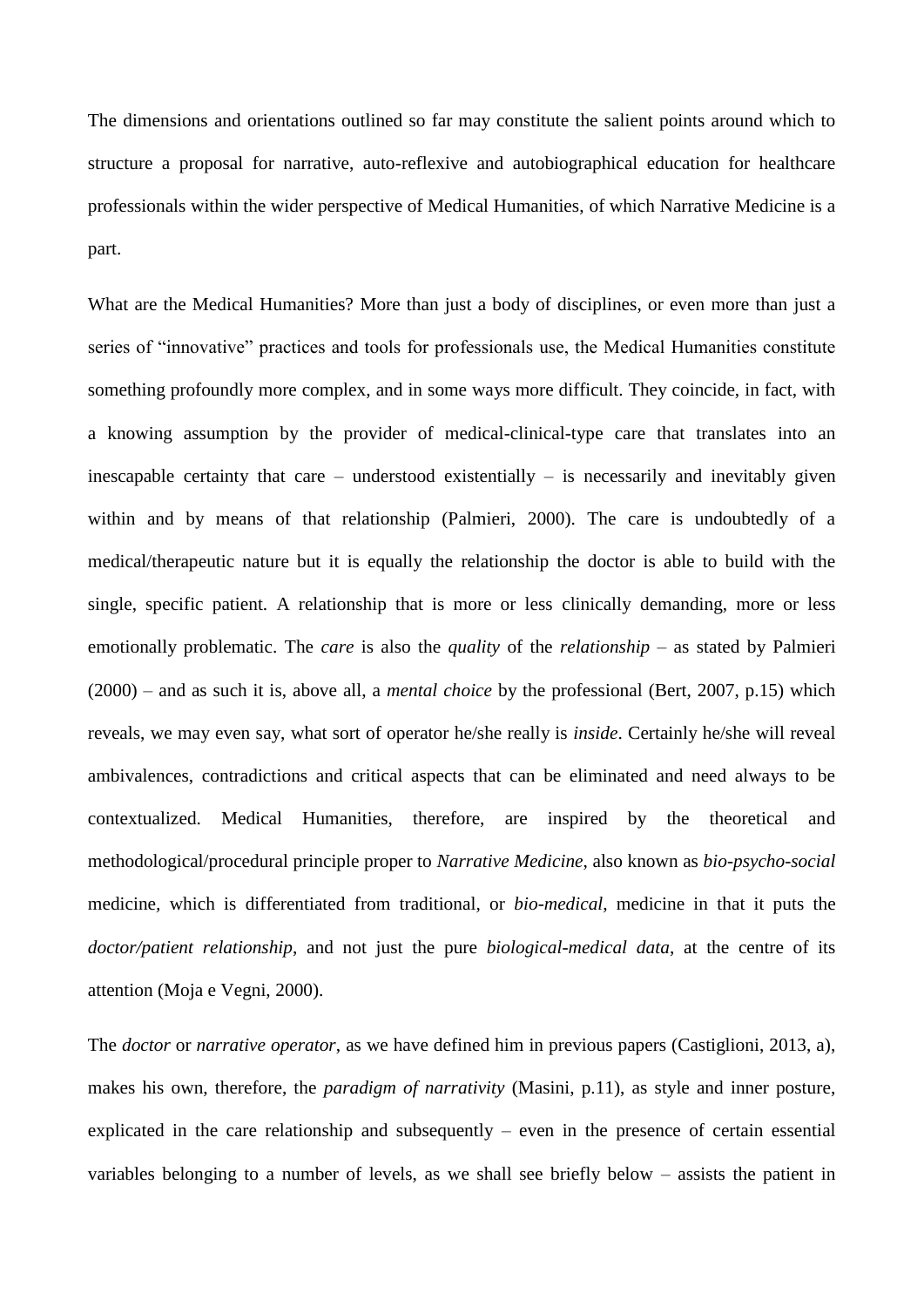The dimensions and orientations outlined so far may constitute the salient points around which to structure a proposal for narrative, auto-reflexive and autobiographical education for healthcare professionals within the wider perspective of Medical Humanities, of which Narrative Medicine is a part.

What are the Medical Humanities? More than just a body of disciplines, or even more than just a series of "innovative" practices and tools for professionals use, the Medical Humanities constitute something profoundly more complex, and in some ways more difficult. They coincide, in fact, with a knowing assumption by the provider of medical-clinical-type care that translates into an inescapable certainty that care – understood existentially – is necessarily and inevitably given within and by means of that relationship (Palmieri, 2000). The care is undoubtedly of a medical/therapeutic nature but it is equally the relationship the doctor is able to build with the single, specific patient. A relationship that is more or less clinically demanding, more or less emotionally problematic. The *care* is also the *quality* of the *relationship* – as stated by Palmieri (2000) – and as such it is, above all, a *mental choice* by the professional (Bert, 2007, p.15) which reveals, we may even say, what sort of operator he/she really is *inside*. Certainly he/she will reveal ambivalences, contradictions and critical aspects that can be eliminated and need always to be contextualized. Medical Humanities, therefore, are inspired by the theoretical and methodological/procedural principle proper to *Narrative Medicine*, also known as *bio-psycho-social* medicine, which is differentiated from traditional, or *bio-medical*, medicine in that it puts the *doctor/patient relationship*, and not just the pure *biological-medical data*, at the centre of its attention (Moja e Vegni, 2000).

The *doctor* or *narrative operator*, as we have defined him in previous papers (Castiglioni, 2013, a), makes his own, therefore, the *paradigm of narrativity* (Masini, p.11), as style and inner posture, explicated in the care relationship and subsequently – even in the presence of certain essential variables belonging to a number of levels, as we shall see briefly below – assists the patient in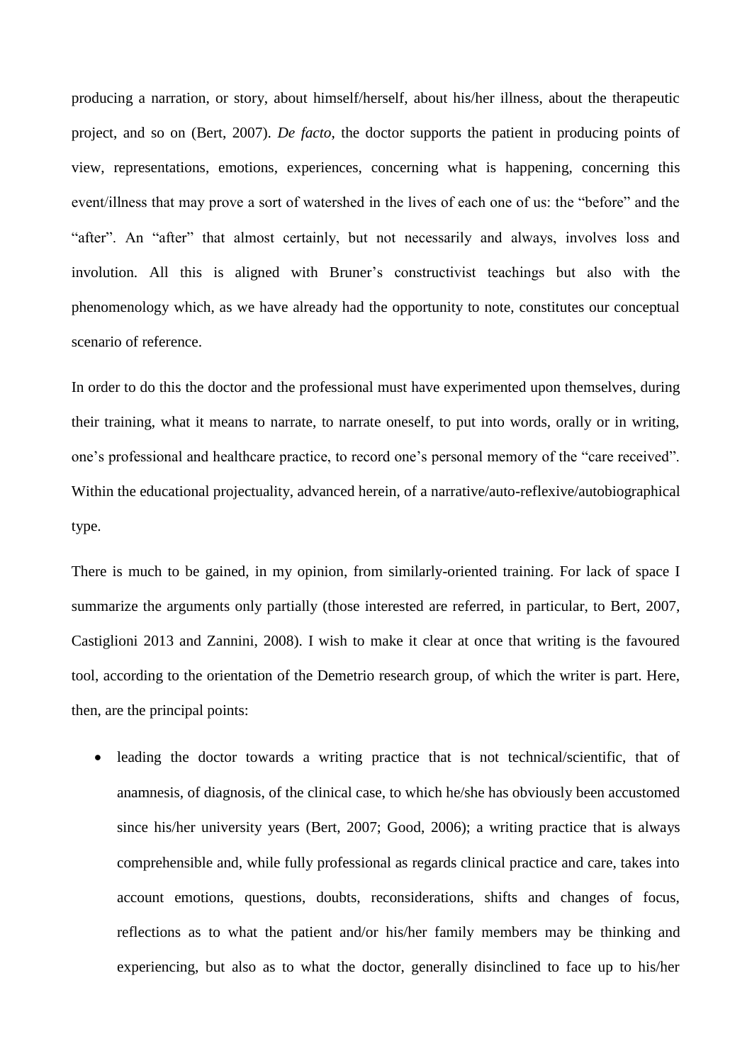producing a narration, or story, about himself/herself, about his/her illness, about the therapeutic project, and so on (Bert, 2007). *De facto*, the doctor supports the patient in producing points of view, representations, emotions, experiences, concerning what is happening, concerning this event/illness that may prove a sort of watershed in the lives of each one of us: the "before" and the "after". An "after" that almost certainly, but not necessarily and always, involves loss and involution. All this is aligned with Bruner's constructivist teachings but also with the phenomenology which, as we have already had the opportunity to note, constitutes our conceptual scenario of reference.

In order to do this the doctor and the professional must have experimented upon themselves, during their training, what it means to narrate, to narrate oneself, to put into words, orally or in writing, one's professional and healthcare practice, to record one's personal memory of the "care received". Within the educational projectuality, advanced herein, of a narrative/auto-reflexive/autobiographical type.

There is much to be gained, in my opinion, from similarly-oriented training. For lack of space I summarize the arguments only partially (those interested are referred, in particular, to Bert, 2007, Castiglioni 2013 and Zannini, 2008). I wish to make it clear at once that writing is the favoured tool, according to the orientation of the Demetrio research group, of which the writer is part. Here, then, are the principal points:

- leading the doctor towards a writing practice that is not technical/scientific, that of anamnesis, of diagnosis, of the clinical case, to which he/she has obviously been accustomed since his/her university years (Bert, 2007; Good, 2006); a writing practice that is always comprehensible and, while fully professional as regards clinical practice and care, takes into account emotions, questions, doubts, reconsiderations, shifts and changes of focus, reflections as to what the patient and/or his/her family members may be thinking and experiencing, but also as to what the doctor, generally disinclined to face up to his/her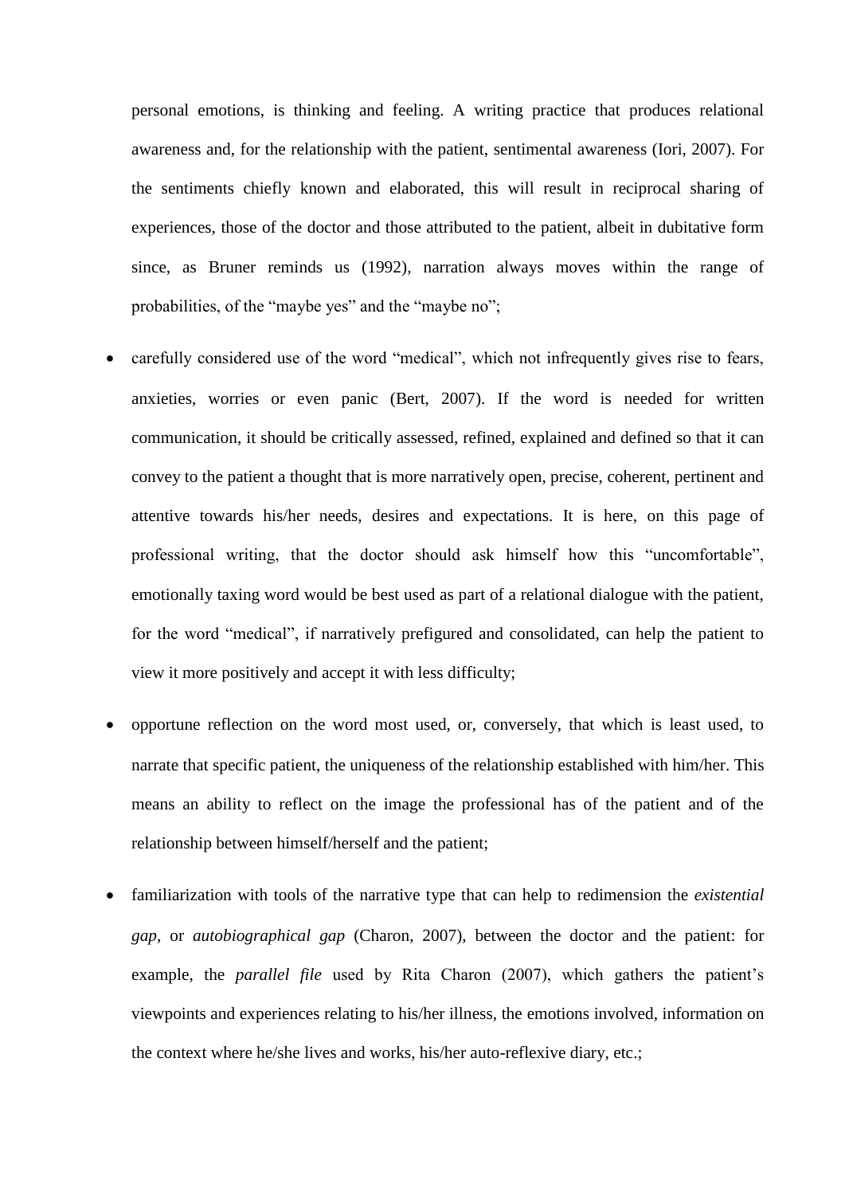personal emotions, is thinking and feeling. A writing practice that produces relational awareness and, for the relationship with the patient, sentimental awareness (Iori, 2007). For the sentiments chiefly known and elaborated, this will result in reciprocal sharing of experiences, those of the doctor and those attributed to the patient, albeit in dubitative form since, as Bruner reminds us (1992), narration always moves within the range of probabilities, of the "maybe yes" and the "maybe no";

- carefully considered use of the word "medical", which not infrequently gives rise to fears, anxieties, worries or even panic (Bert, 2007). If the word is needed for written communication, it should be critically assessed, refined, explained and defined so that it can convey to the patient a thought that is more narratively open, precise, coherent, pertinent and attentive towards his/her needs, desires and expectations. It is here, on this page of professional writing, that the doctor should ask himself how this "uncomfortable", emotionally taxing word would be best used as part of a relational dialogue with the patient, for the word "medical", if narratively prefigured and consolidated, can help the patient to view it more positively and accept it with less difficulty;

- opportune reflection on the word most used, or, conversely, that which is least used, to narrate that specific patient, the uniqueness of the relationship established with him/her. This means an ability to reflect on the image the professional has of the patient and of the relationship between himself/herself and the patient;

- familiarization with tools of the narrative type that can help to redimension the *existential gap*, or *autobiographical gap* (Charon, 2007), between the doctor and the patient: for example, the *parallel file* used by Rita Charon (2007), which gathers the patient's viewpoints and experiences relating to his/her illness, the emotions involved, information on the context where he/she lives and works, his/her auto-reflexive diary, etc.;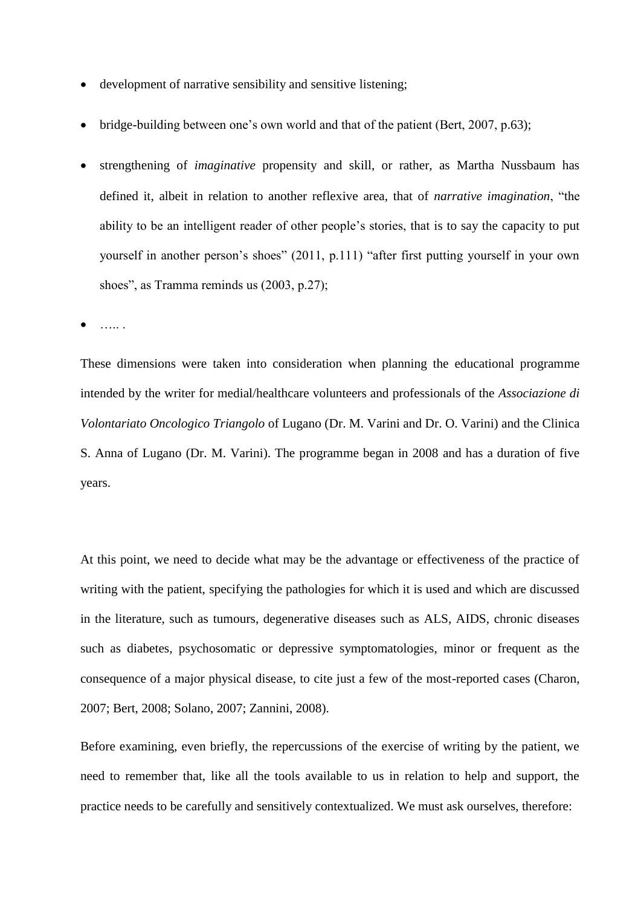- development of narrative sensibility and sensitive listening;
- bridge-building between one's own world and that of the patient (Bert, 2007, p.63);
- strengthening of *imaginative* propensity and skill, or rather, as Martha Nussbaum has defined it, albeit in relation to another reflexive area, that of *narrative imagination*, "the ability to be an intelligent reader of other people's stories, that is to say the capacity to put yourself in another person's shoes" (2011, p.111) "after first putting yourself in your own shoes", as Tramma reminds us (2003, p.27);
- ….. .

These dimensions were taken into consideration when planning the educational programme intended by the writer for medial/healthcare volunteers and professionals of the *Associazione di Volontariato Oncologico Triangolo* of Lugano (Dr. M. Varini and Dr. O. Varini) and the Clinica S. Anna of Lugano (Dr. M. Varini). The programme began in 2008 and has a duration of five years.

At this point, we need to decide what may be the advantage or effectiveness of the practice of writing with the patient, specifying the pathologies for which it is used and which are discussed in the literature, such as tumours, degenerative diseases such as ALS, AIDS, chronic diseases such as diabetes, psychosomatic or depressive symptomatologies, minor or frequent as the consequence of a major physical disease, to cite just a few of the most-reported cases (Charon, 2007; Bert, 2008; Solano, 2007; Zannini, 2008).

Before examining, even briefly, the repercussions of the exercise of writing by the patient, we need to remember that, like all the tools available to us in relation to help and support, the practice needs to be carefully and sensitively contextualized. We must ask ourselves, therefore: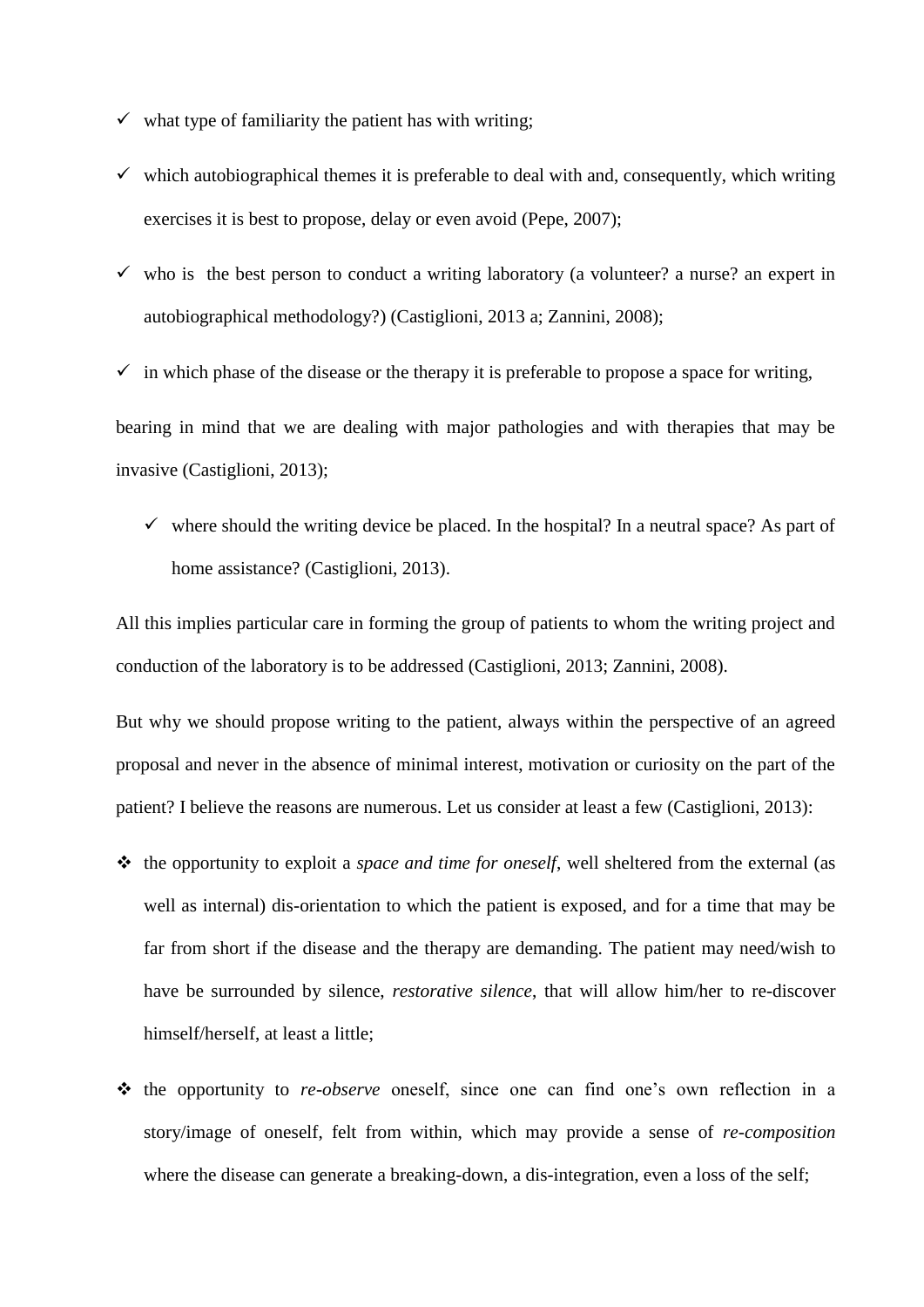- ✓ what type of familiarity the patient has with writing;
- ✓ which autobiographical themes it is preferable to deal with and, consequently, which writing exercises it is best to propose, delay or even avoid (Pepe, 2007);
- ✓ who is the best person to conduct a writing laboratory (a volunteer? a nurse? an expert in autobiographical methodology?) (Castiglioni, 2013 a; Zannini, 2008);
- ✓ in which phase of the disease or the therapy it is preferable to propose a space for writing,

bearing in mind that we are dealing with major pathologies and with therapies that may be invasive (Castiglioni, 2013);

- ✓ where should the writing device be placed. In the hospital? In a neutral space? As part of home assistance? (Castiglioni, 2013).

All this implies particular care in forming the group of patients to whom the writing project and conduction of the laboratory is to be addressed (Castiglioni, 2013; Zannini, 2008).

But why we should propose writing to the patient, always within the perspective of an agreed proposal and never in the absence of minimal interest, motivation or curiosity on the part of the patient? I believe the reasons are numerous. Let us consider at least a few (Castiglioni, 2013):

- ❖ the opportunity to exploit a *space and time for oneself*, well sheltered from the external (as well as internal) dis-orientation to which the patient is exposed, and for a time that may be far from short if the disease and the therapy are demanding. The patient may need/wish to have be surrounded by silence, *restorative silence*, that will allow him/her to re-discover himself/herself, at least a little;
- ❖ the opportunity to *re-observe* oneself, since one can find one's own reflection in a story/image of oneself, felt from within, which may provide a sense of *re-composition* where the disease can generate a breaking-down, a dis-integration, even a loss of the self;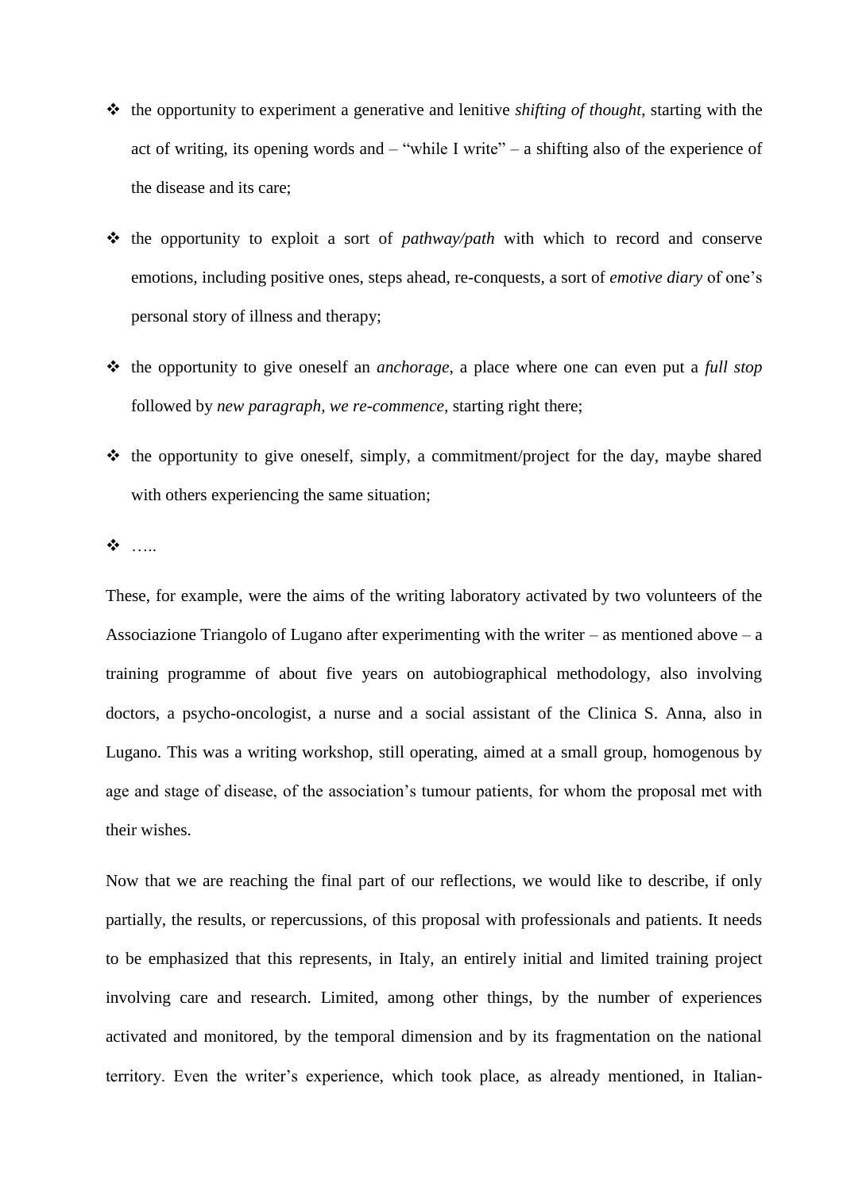- the opportunity to experiment a generative and lenitive *shifting of thought*, starting with the act of writing, its opening words and – "while I write" – a shifting also of the experience of the disease and its care;

- the opportunity to exploit a sort of *pathway/path* with which to record and conserve emotions, including positive ones, steps ahead, re-conquests, a sort of *emotive diary* of one's personal story of illness and therapy;

- the opportunity to give oneself an *anchorage*, a place where one can even put a *full stop* followed by *new paragraph, we re-commence,* starting right there;

- the opportunity to give oneself, simply, a commitment/project for the day, maybe shared with others experiencing the same situation;

- …..

These, for example, were the aims of the writing laboratory activated by two volunteers of the Associazione Triangolo of Lugano after experimenting with the writer – as mentioned above – a training programme of about five years on autobiographical methodology, also involving doctors, a psycho-oncologist, a nurse and a social assistant of the Clinica S. Anna, also in Lugano. This was a writing workshop, still operating, aimed at a small group, homogenous by age and stage of disease, of the association's tumour patients, for whom the proposal met with their wishes.

Now that we are reaching the final part of our reflections, we would like to describe, if only partially, the results, or repercussions, of this proposal with professionals and patients. It needs to be emphasized that this represents, in Italy, an entirely initial and limited training project involving care and research. Limited, among other things, by the number of experiences activated and monitored, by the temporal dimension and by its fragmentation on the national territory. Even the writer's experience, which took place, as already mentioned, in Italian-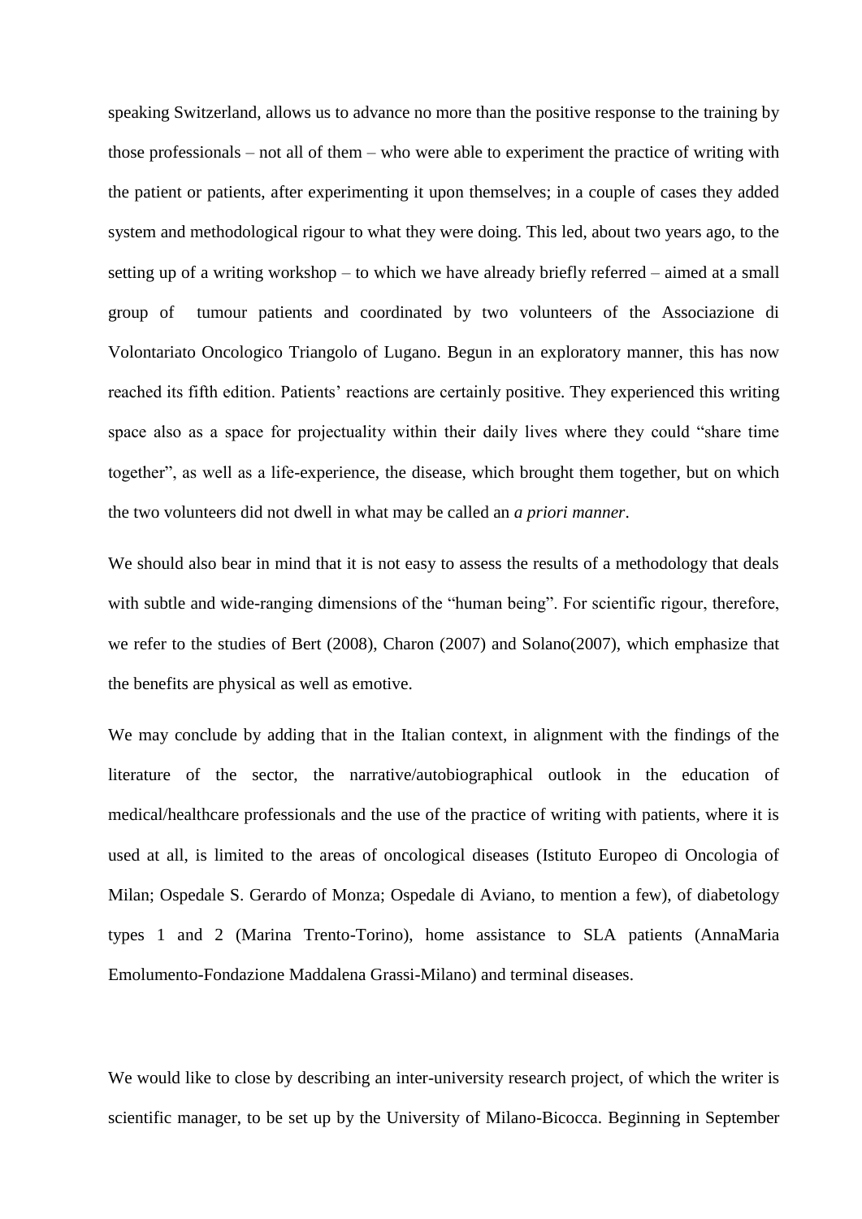speaking Switzerland, allows us to advance no more than the positive response to the training by those professionals – not all of them – who were able to experiment the practice of writing with the patient or patients, after experimenting it upon themselves; in a couple of cases they added system and methodological rigour to what they were doing. This led, about two years ago, to the setting up of a writing workshop – to which we have already briefly referred – aimed at a small group of tumour patients and coordinated by two volunteers of the Associazione di Volontariato Oncologico Triangolo of Lugano. Begun in an exploratory manner, this has now reached its fifth edition. Patients' reactions are certainly positive. They experienced this writing space also as a space for projectuality within their daily lives where they could "share time together", as well as a life-experience, the disease, which brought them together, but on which the two volunteers did not dwell in what may be called an *a priori manner*.

We should also bear in mind that it is not easy to assess the results of a methodology that deals with subtle and wide-ranging dimensions of the "human being". For scientific rigour, therefore, we refer to the studies of Bert (2008), Charon (2007) and Solano(2007), which emphasize that the benefits are physical as well as emotive.

We may conclude by adding that in the Italian context, in alignment with the findings of the literature of the sector, the narrative/autobiographical outlook in the education of medical/healthcare professionals and the use of the practice of writing with patients, where it is used at all, is limited to the areas of oncological diseases (Istituto Europeo di Oncologia of Milan; Ospedale S. Gerardo of Monza; Ospedale di Aviano, to mention a few), of diabetology types 1 and 2 (Marina Trento-Torino), home assistance to SLA patients (AnnaMaria Emolumento-Fondazione Maddalena Grassi-Milano) and terminal diseases.

We would like to close by describing an inter-university research project, of which the writer is scientific manager, to be set up by the University of Milano-Bicocca. Beginning in September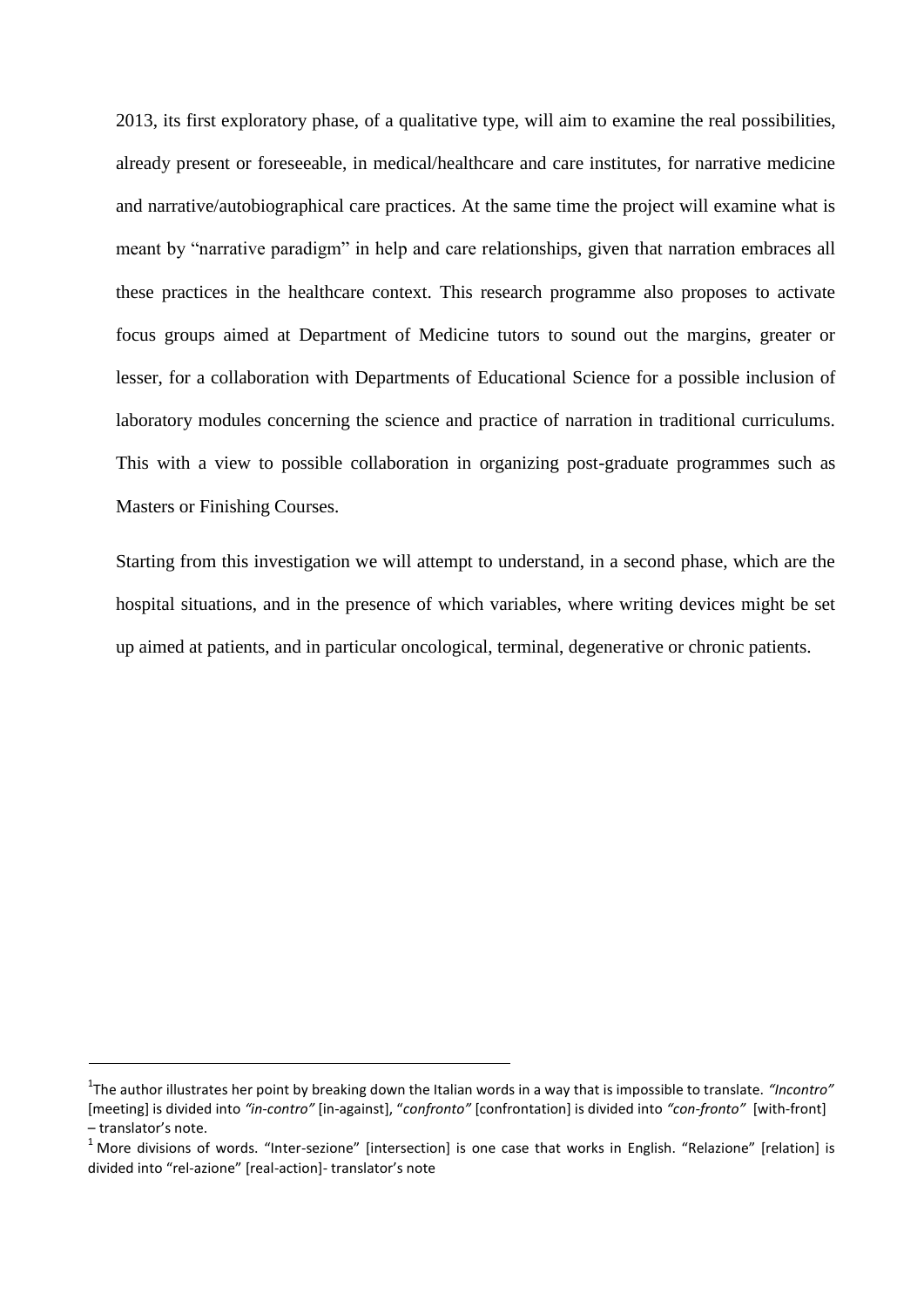2013, its first exploratory phase, of a qualitative type, will aim to examine the real possibilities, already present or foreseeable, in medical/healthcare and care institutes, for narrative medicine and narrative/autobiographical care practices. At the same time the project will examine what is meant by "narrative paradigm" in help and care relationships, given that narration embraces all these practices in the healthcare context. This research programme also proposes to activate focus groups aimed at Department of Medicine tutors to sound out the margins, greater or lesser, for a collaboration with Departments of Educational Science for a possible inclusion of laboratory modules concerning the science and practice of narration in traditional curriculums. This with a view to possible collaboration in organizing post-graduate programmes such as Masters or Finishing Courses.

Starting from this investigation we will attempt to understand, in a second phase, which are the hospital situations, and in the presence of which variables, where writing devices might be set up aimed at patients, and in particular oncological, terminal, degenerative or chronic patients.

---

[1] The author illustrates her point by breaking down the Italian words in a way that is impossible to translate. *"Incontro"* [meeting] is divided into *"in-contro"* [in-against], "*confronto"* [confrontation] is divided into *"con-fronto"* [with-front] – translator's note.

[1] More divisions of words. "Inter-sezione" [intersection] is one case that works in English. "Relazione" [relation] is divided into "rel-azione" [real-action]- translator's note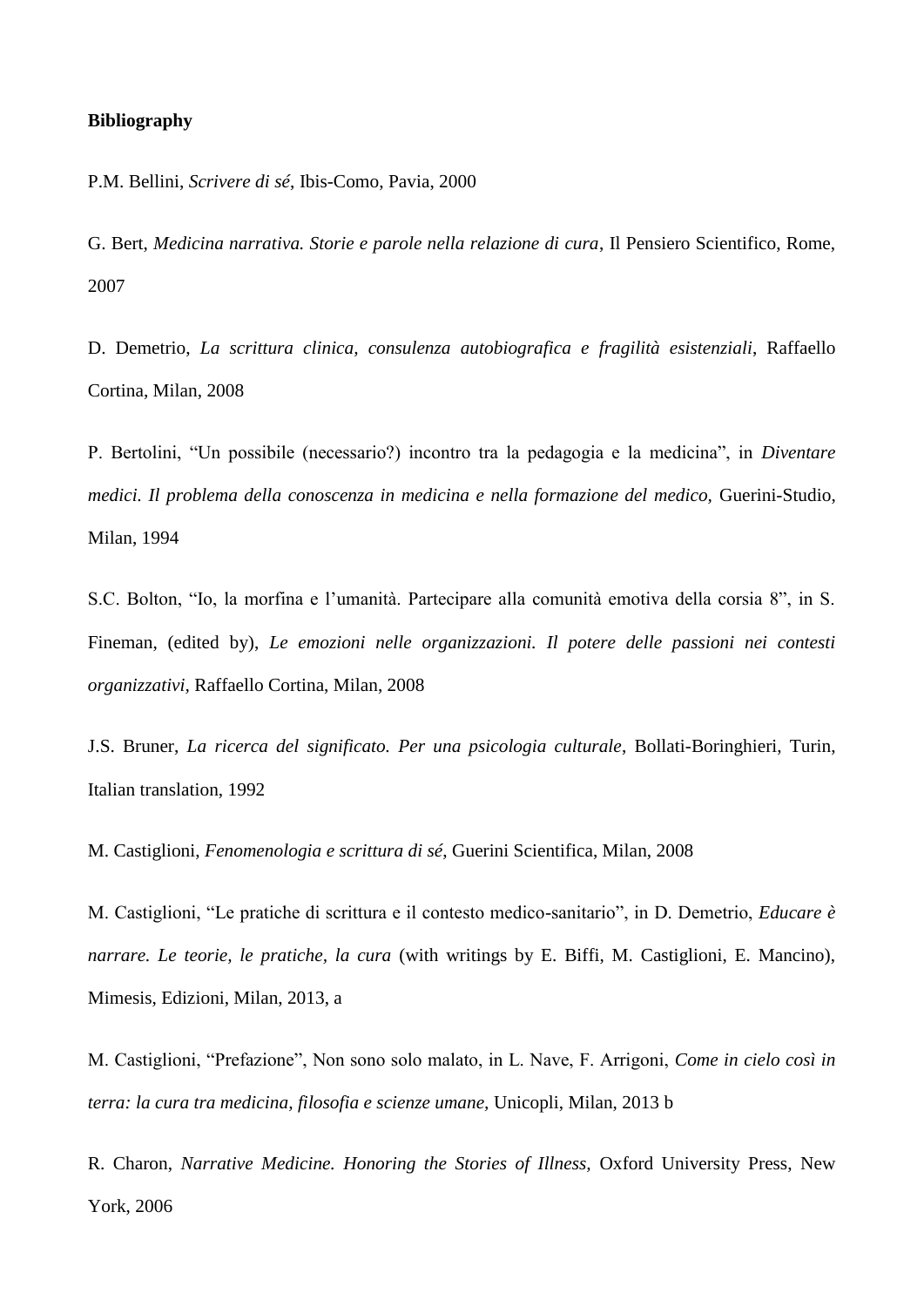**Bibliography**

P.M. Bellini, *Scrivere di sé*, Ibis-Como, Pavia, 2000

G. Bert, *Medicina narrativa. Storie e parole nella relazione di cura*, Il Pensiero Scientifico, Rome, 2007

D. Demetrio, *La scrittura clinica, consulenza autobiografica e fragilità esistenziali*, Raffaello Cortina, Milan, 2008

P. Bertolini, "Un possibile (necessario?) incontro tra la pedagogia e la medicina", in *Diventare medici. Il problema della conoscenza in medicina e nella formazione del medico,* Guerini-Studio, Milan, 1994

S.C. Bolton, "Io, la morfina e l'umanità. Partecipare alla comunità emotiva della corsia 8", in S. Fineman, (edited by), *Le emozioni nelle organizzazioni. Il potere delle passioni nei contesti organizzativi,* Raffaello Cortina, Milan, 2008

J.S. Bruner, *La ricerca del significato. Per una psicologia culturale*, Bollati-Boringhieri, Turin, Italian translation, 1992

M. Castiglioni*, Fenomenologia e scrittura di sé,* Guerini Scientifica, Milan, 2008

M. Castiglioni, "Le pratiche di scrittura e il contesto medico-sanitario", in D. Demetrio, *Educare è narrare. Le teorie, le pratiche, la cura* (with writings by E. Biffi, M. Castiglioni, E. Mancino), Mimesis, Edizioni, Milan, 2013, a

M. Castiglioni, "Prefazione", Non sono solo malato, in L. Nave, F. Arrigoni, *Come in cielo così in terra: la cura tra medicina, filosofia e scienze umane,* Unicopli, Milan, 2013 b

R. Charon, *Narrative Medicine. Honoring the Stories of Illness,* Oxford University Press, New York, 2006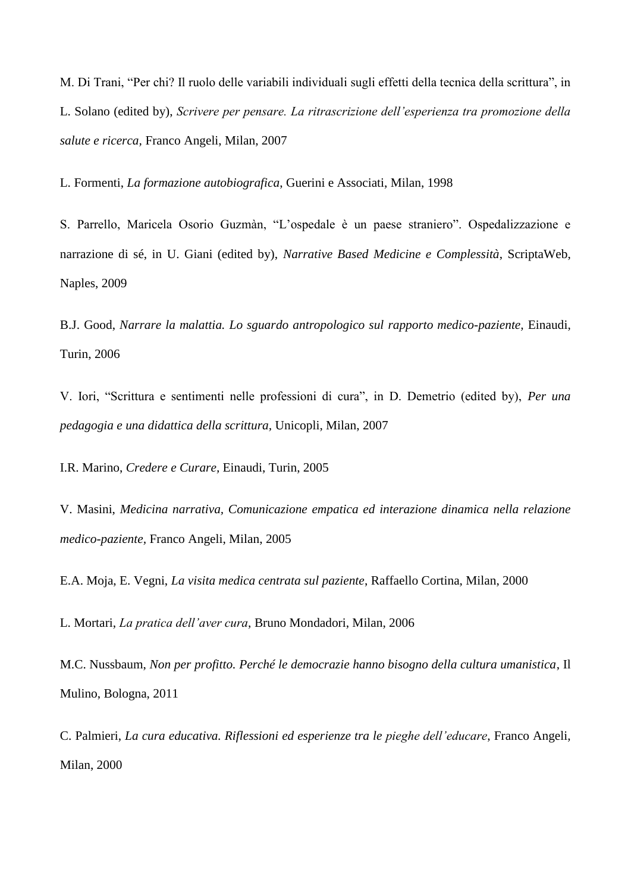M. Di Trani, “Per chi? Il ruolo delle variabili individuali sugli effetti della tecnica della scrittura”, in L. Solano (edited by), *Scrivere per pensare. La ritrascrizione dell’esperienza tra promozione della salute e ricerca,* Franco Angeli, Milan, 2007

L. Formenti, *La formazione autobiografica*, Guerini e Associati, Milan, 1998

S. Parrello, Maricela Osorio Guzmàn, “L’ospedale è un paese straniero”. Ospedalizzazione e narrazione di sé, in U. Giani (edited by), *Narrative Based Medicine e Complessità*, ScriptaWeb, Naples, 2009

B.J. Good, *Narrare la malattia. Lo sguardo antropologico sul rapporto medico-paziente,* Einaudi, Turin, 2006

V. Iori, “Scrittura e sentimenti nelle professioni di cura”, in D. Demetrio (edited by), *Per una pedagogia e una didattica della scrittura,* Unicopli, Milan, 2007

I.R. Marino, *Credere e Curare,* Einaudi, Turin, 2005

V. Masini, *Medicina narrativa, Comunicazione empatica ed interazione dinamica nella relazione medico-paziente,* Franco Angeli, Milan, 2005

E.A. Moja, E. Vegni, *La visita medica centrata sul paziente*, Raffaello Cortina, Milan, 2000

L. Mortari, *La pratica dell’aver cura*, Bruno Mondadori, Milan, 2006

M.C. Nussbaum, *Non per profitto. Perché le democrazie hanno bisogno della cultura umanistica*, Il Mulino, Bologna, 2011

C. Palmieri, *La cura educativa. Riflessioni ed esperienze tra le pieghe dell’educare*, Franco Angeli, Milan, 2000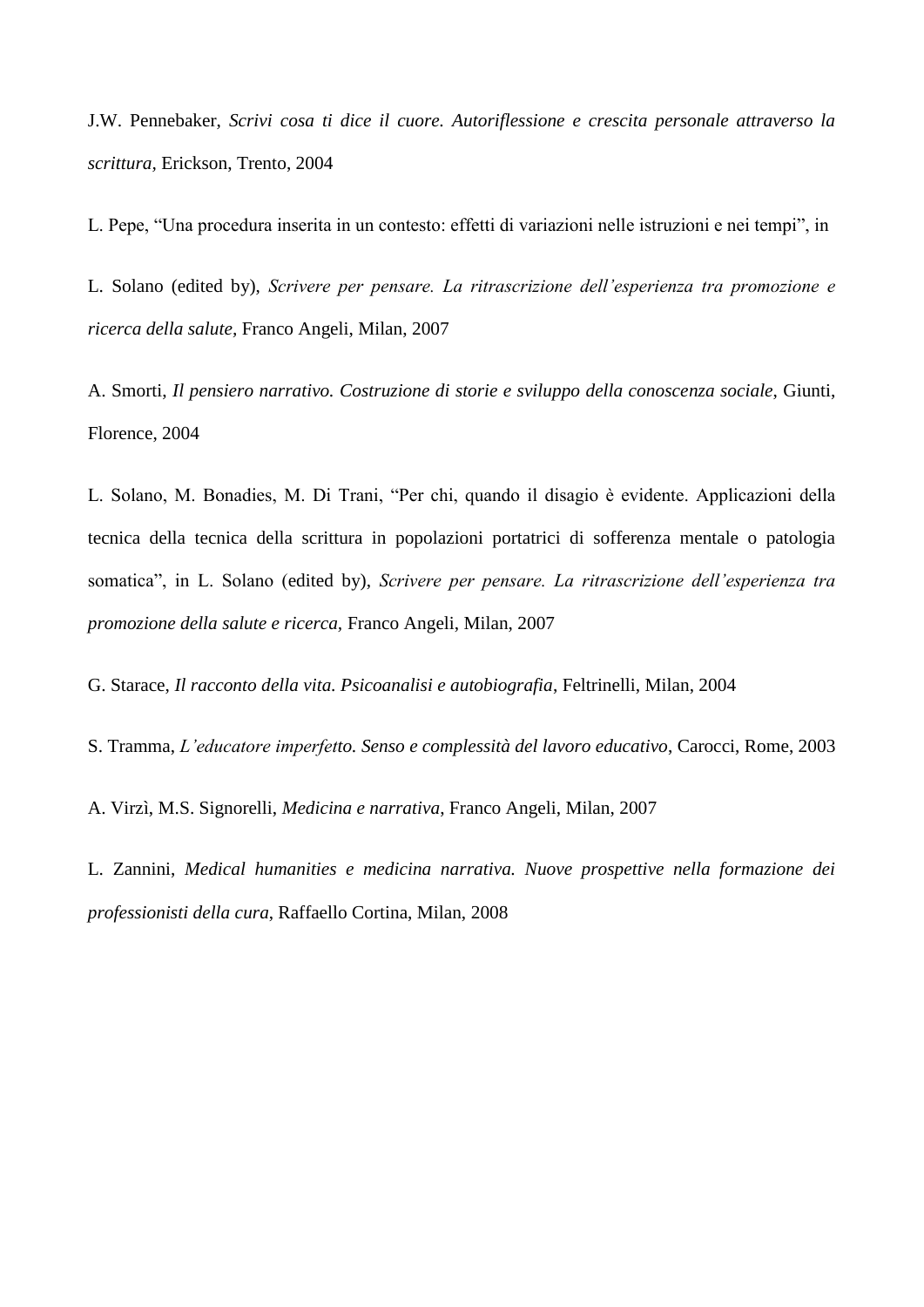J.W. Pennebaker, *Scrivi cosa ti dice il cuore. Autoriflessione e crescita personale attraverso la scrittura*, Erickson, Trento, 2004

L. Pepe, “Una procedura inserita in un contesto: effetti di variazioni nelle istruzioni e nei tempi”, in

L. Solano (edited by), *Scrivere per pensare. La ritrascrizione dell’esperienza tra promozione e ricerca della salute*, Franco Angeli, Milan, 2007

A. Smorti, *Il pensiero narrativo. Costruzione di storie e sviluppo della conoscenza sociale*, Giunti, Florence, 2004

L. Solano, M. Bonadies, M. Di Trani, “Per chi, quando il disagio è evidente. Applicazioni della tecnica della tecnica della scrittura in popolazioni portatrici di sofferenza mentale o patologia somatica”, in L. Solano (edited by), *Scrivere per pensare. La ritrascrizione dell’esperienza tra promozione della salute e ricerca,* Franco Angeli, Milan, 2007

G. Starace, *Il racconto della vita. Psicoanalisi e autobiografia*, Feltrinelli, Milan, 2004

S. Tramma, *L’educatore imperfetto. Senso e complessità del lavoro educativo*, Carocci, Rome, 2003

A. Virzì, M.S. Signorelli, *Medicina e narrativa*, Franco Angeli, Milan, 2007

L. Zannini, *Medical humanities e medicina narrativa. Nuove prospettive nella formazione dei professionisti della cura*, Raffaello Cortina, Milan, 2008